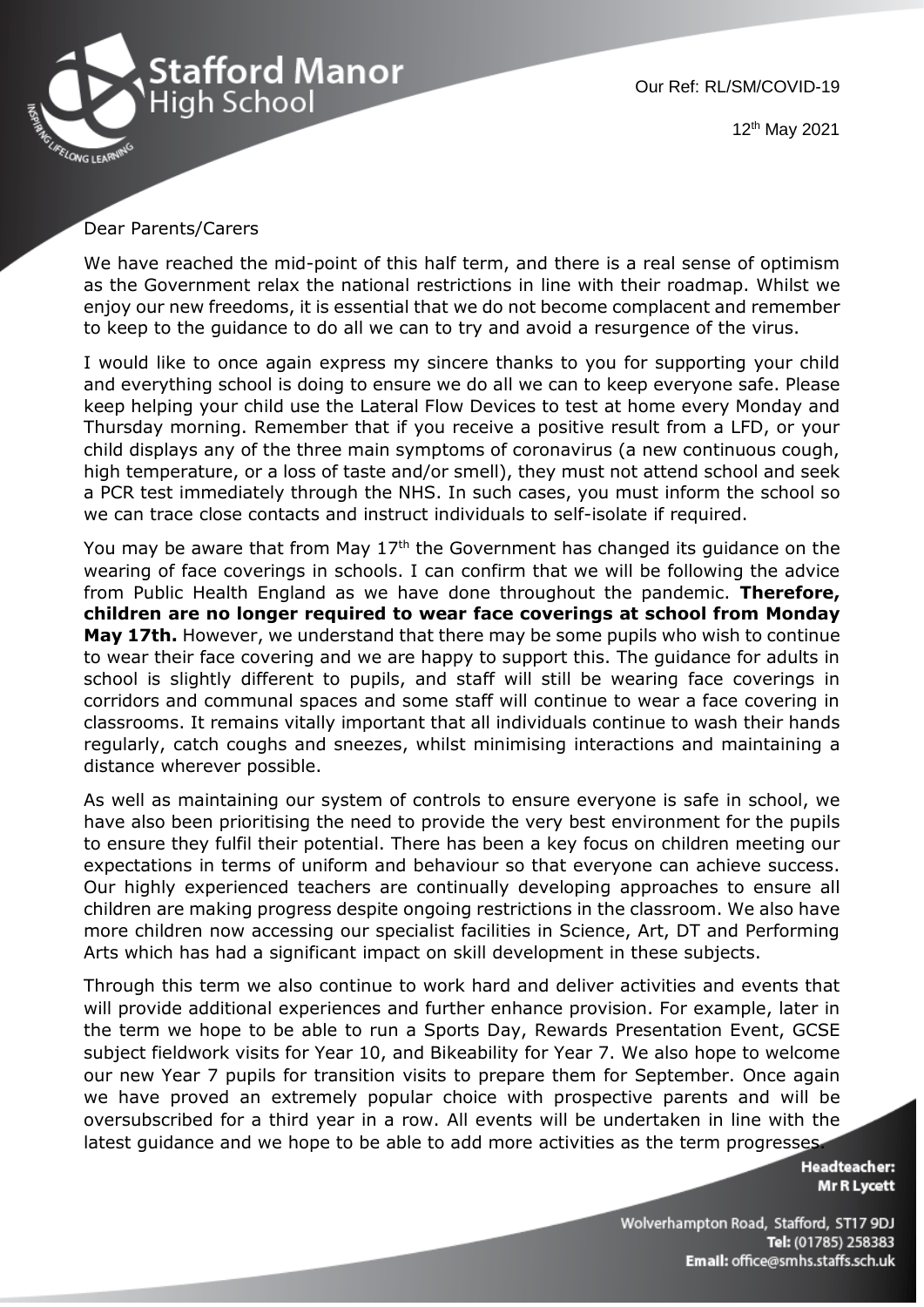# Stafford Manor High School

Our Ref: RL/SM/COVID-19

12th May 2021

Dear Parents/Carers

We have reached the mid-point of this half term, and there is a real sense of optimism as the Government relax the national restrictions in line with their roadmap. Whilst we enjoy our new freedoms, it is essential that we do not become complacent and remember to keep to the guidance to do all we can to try and avoid a resurgence of the virus.

I would like to once again express my sincere thanks to you for supporting your child and everything school is doing to ensure we do all we can to keep everyone safe. Please keep helping your child use the Lateral Flow Devices to test at home every Monday and Thursday morning. Remember that if you receive a positive result from a LFD, or your child displays any of the three main symptoms of coronavirus (a new continuous cough, high temperature, or a loss of taste and/or smell), they must not attend school and seek a PCR test immediately through the NHS. In such cases, you must inform the school so we can trace close contacts and instruct individuals to self-isolate if required.

You may be aware that from May 17th the Government has changed its guidance on the wearing of face coverings in schools. I can confirm that we will be following the advice from Public Health England as we have done throughout the pandemic. **Therefore, children are no longer required to wear face coverings at school from Monday May 17th.** However, we understand that there may be some pupils who wish to continue to wear their face covering and we are happy to support this. The guidance for adults in school is slightly different to pupils, and staff will still be wearing face coverings in corridors and communal spaces and some staff will continue to wear a face covering in classrooms. It remains vitally important that all individuals continue to wash their hands regularly, catch coughs and sneezes, whilst minimising interactions and maintaining a distance wherever possible.

As well as maintaining our system of controls to ensure everyone is safe in school, we have also been prioritising the need to provide the very best environment for the pupils to ensure they fulfil their potential. There has been a key focus on children meeting our expectations in terms of uniform and behaviour so that everyone can achieve success. Our highly experienced teachers are continually developing approaches to ensure all children are making progress despite ongoing restrictions in the classroom. We also have more children now accessing our specialist facilities in Science, Art, DT and Performing Arts which has had a significant impact on skill development in these subjects.

Through this term we also continue to work hard and deliver activities and events that will provide additional experiences and further enhance provision. For example, later in the term we hope to be able to run a Sports Day, Rewards Presentation Event, GCSE subject fieldwork visits for Year 10, and Bikeability for Year 7. We also hope to welcome our new Year 7 pupils for transition visits to prepare them for September. Once again we have proved an extremely popular choice with prospective parents and will be oversubscribed for a third year in a row. All events will be undertaken in line with the latest guidance and we hope to be able to add more activities as the term progresses.

**Headteacher:**
**Mr R Lycett**

Wolverhampton Road, Stafford, ST17 9DJ
**Tel:** (01785) 258383
**Email:** office@smhs.staffs.sch.uk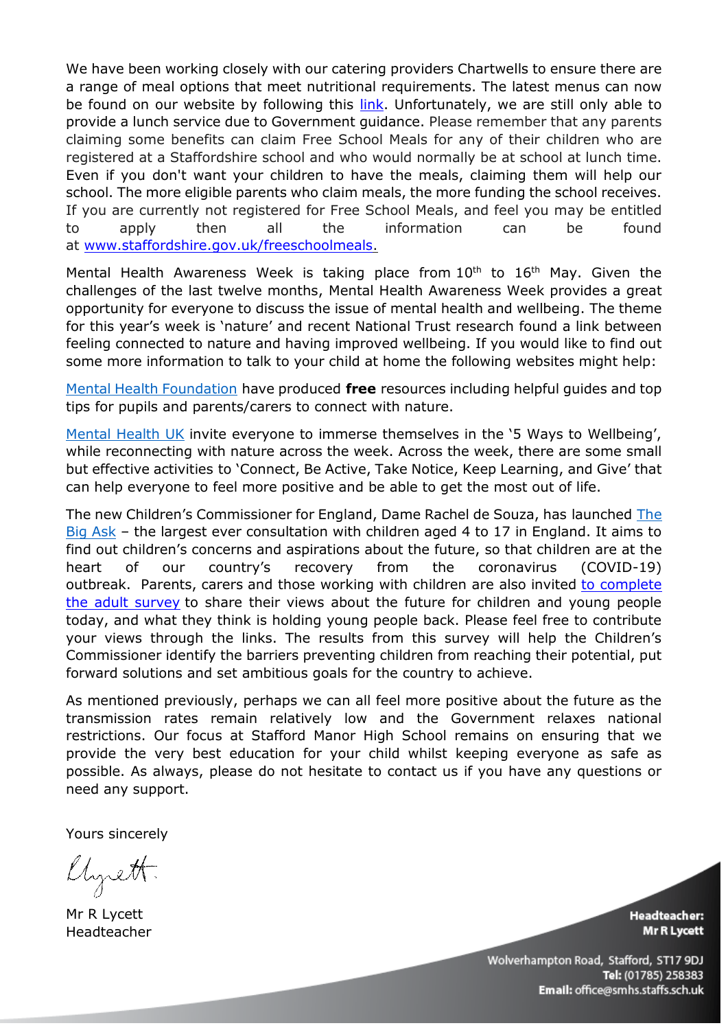We have been working closely with our catering providers Chartwells to ensure there are a range of meal options that meet nutritional requirements. The latest menus can now be found on our website by following this [link](). Unfortunately, we are still only able to provide a lunch service due to Government guidance. Please remember that any parents claiming some benefits can claim Free School Meals for any of their children who are registered at a Staffordshire school and who would normally be at school at lunch time. Even if you don't want your children to have the meals, claiming them will help our school. The more eligible parents who claim meals, the more funding the school receives. If you are currently not registered for Free School Meals, and feel you may be entitled to apply then all the information can be found at [www.staffordshire.gov.uk/freeschoolmeals.](www.staffordshire.gov.uk/freeschoolmeals)

Mental Health Awareness Week is taking place from 10th to 16th May. Given the challenges of the last twelve months, Mental Health Awareness Week provides a great opportunity for everyone to discuss the issue of mental health and wellbeing. The theme for this year's week is 'nature' and recent National Trust research found a link between feeling connected to nature and having improved wellbeing. If you would like to find out some more information to talk to your child at home the following websites might help:

[Mental Health Foundation]() have produced **free** resources including helpful guides and top tips for pupils and parents/carers to connect with nature.

[Mental Health UK]() invite everyone to immerse themselves in the '5 Ways to Wellbeing', while reconnecting with nature across the week. Across the week, there are some small but effective activities to 'Connect, Be Active, Take Notice, Keep Learning, and Give' that can help everyone to feel more positive and be able to get the most out of life.

The new Children's Commissioner for England, Dame Rachel de Souza, has launched [The Big Ask]() – the largest ever consultation with children aged 4 to 17 in England. It aims to find out children's concerns and aspirations about the future, so that children are at the heart of our country's recovery from the coronavirus (COVID-19) outbreak. Parents, carers and those working with children are also invited [to complete the adult survey]() to share their views about the future for children and young people today, and what they think is holding young people back. Please feel free to contribute your views through the links. The results from this survey will help the Children's Commissioner identify the barriers preventing children from reaching their potential, put forward solutions and set ambitious goals for the country to achieve.

As mentioned previously, perhaps we can all feel more positive about the future as the transmission rates remain relatively low and the Government relaxes national restrictions. Our focus at Stafford Manor High School remains on ensuring that we provide the very best education for your child whilst keeping everyone as safe as possible. As always, please do not hesitate to contact us if you have any questions or need any support.

Yours sincerely

Mr R Lycett
Headteacher

**Headteacher:**
**Mr R Lycett**

Wolverhampton Road, Stafford, ST17 9DJ
**Tel:** (01785) 258383
**Email:** office@smhs.staffs.sch.uk